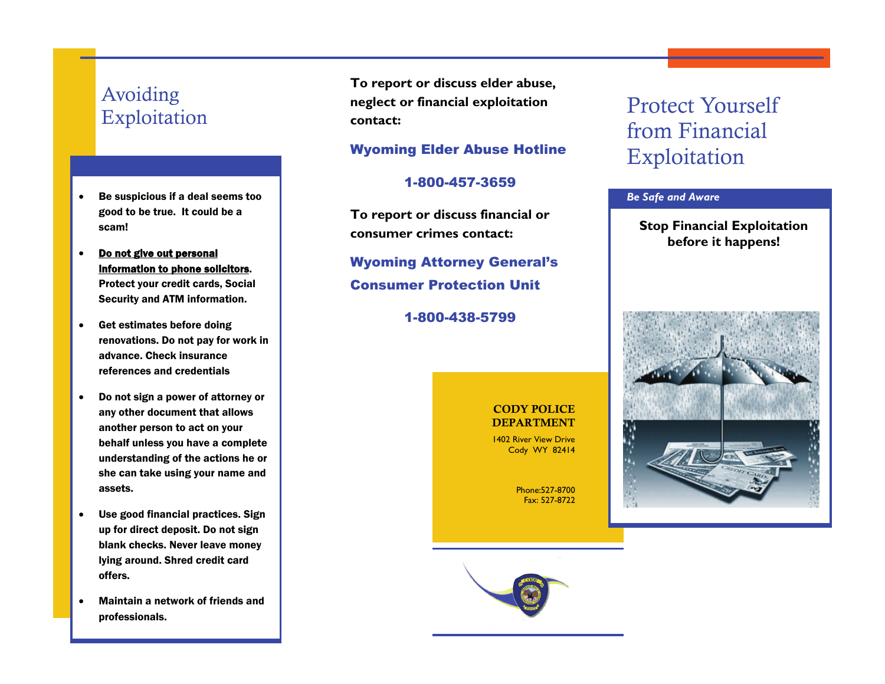# Avoiding Exploitation

- Be suspicious if a deal seems too good to be true. It could be a scam!
- **Do not give out personal information to phone solicitors**. Protect your credit cards, Social Security and ATM information.
- Get estimates before doing renovations. Do not pay for work in advance. Check insurance references and credentials
- Do not sign a power of attorney or any other document that allows another person to act on your behalf unless you have a complete understanding of the actions he or she can take using your name and assets.
- Use good financial practices. Sign up for direct deposit. Do not sign blank checks. Never leave money lying around. Shred credit card offers.
- Maintain a network of friends and professionals.

**To report or discuss elder abuse, neglect or financial exploitation contact:**

**Wyoming Elder Abuse Hotline**

**1-800-457-3659**

**To report or discuss financial or consumer crimes contact:**

**Wyoming Attorney General's Consumer Protection Unit**

**1-800-438-5799**

**CODY POLICE DEPARTMENT**
1402 River View Drive
Cody WY 82414

Phone:527-8700
Fax: 527-8722

# Protect Yourself from Financial Exploitation

*Be Safe and Aware*

**Stop Financial Exploitation before it happens!**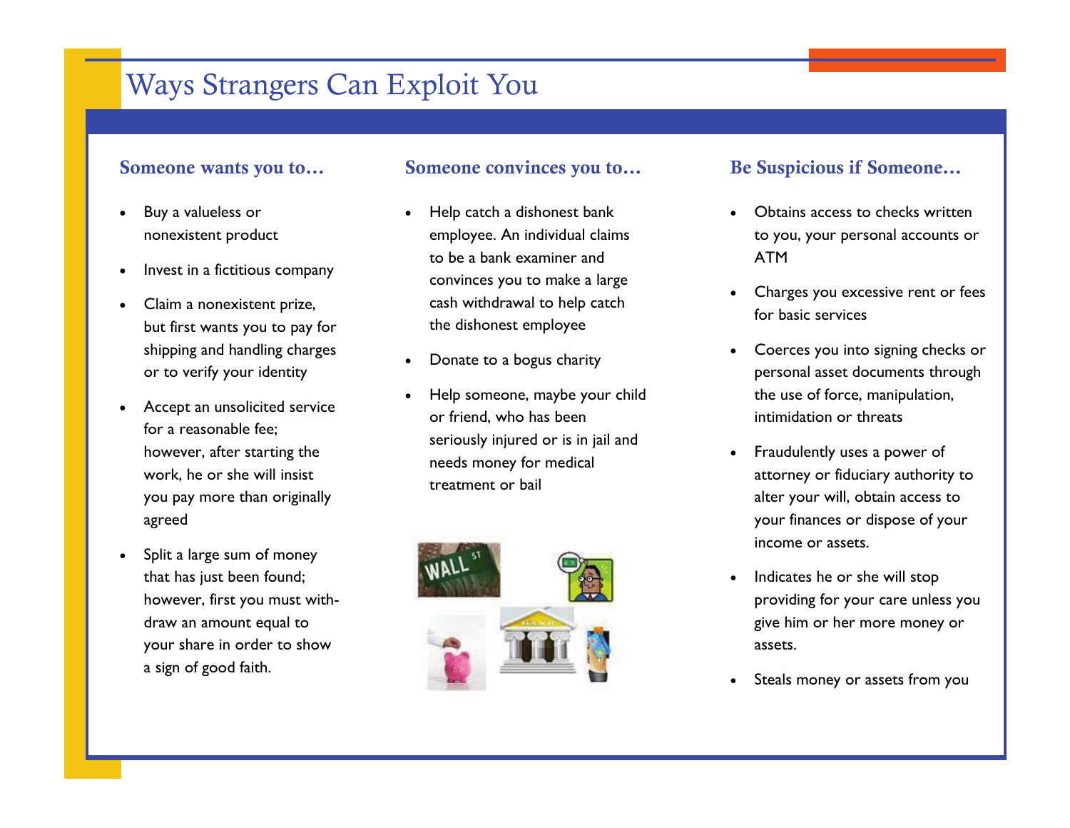# Ways Strangers Can Exploit You

### Someone wants you to…

- Buy a valueless or nonexistent product
- Invest in a fictitious company
- Claim a nonexistent prize, but first wants you to pay for shipping and handling charges or to verify your identity
- Accept an unsolicited service for a reasonable fee; however, after starting the work, he or she will insist you pay more than originally agreed
- Split a large sum of money that has just been found; however, first you must withdraw an amount equal to your share in order to show a sign of good faith.

### Someone convinces you to…

- Help catch a dishonest bank employee. An individual claims to be a bank examiner and convinces you to make a large cash withdrawal to help catch the dishonest employee
- Donate to a bogus charity
- Help someone, maybe your child or friend, who has been seriously injured or is in jail and needs money for medical treatment or bail

### Be Suspicious if Someone…

- Obtains access to checks written to you, your personal accounts or ATM
- Charges you excessive rent or fees for basic services
- Coerces you into signing checks or personal asset documents through the use of force, manipulation, intimidation or threats
- Fraudulently uses a power of attorney or fiduciary authority to alter your will, obtain access to your finances or dispose of your income or assets.
- Indicates he or she will stop providing for your care unless you give him or her more money or assets.
- Steals money or assets from you